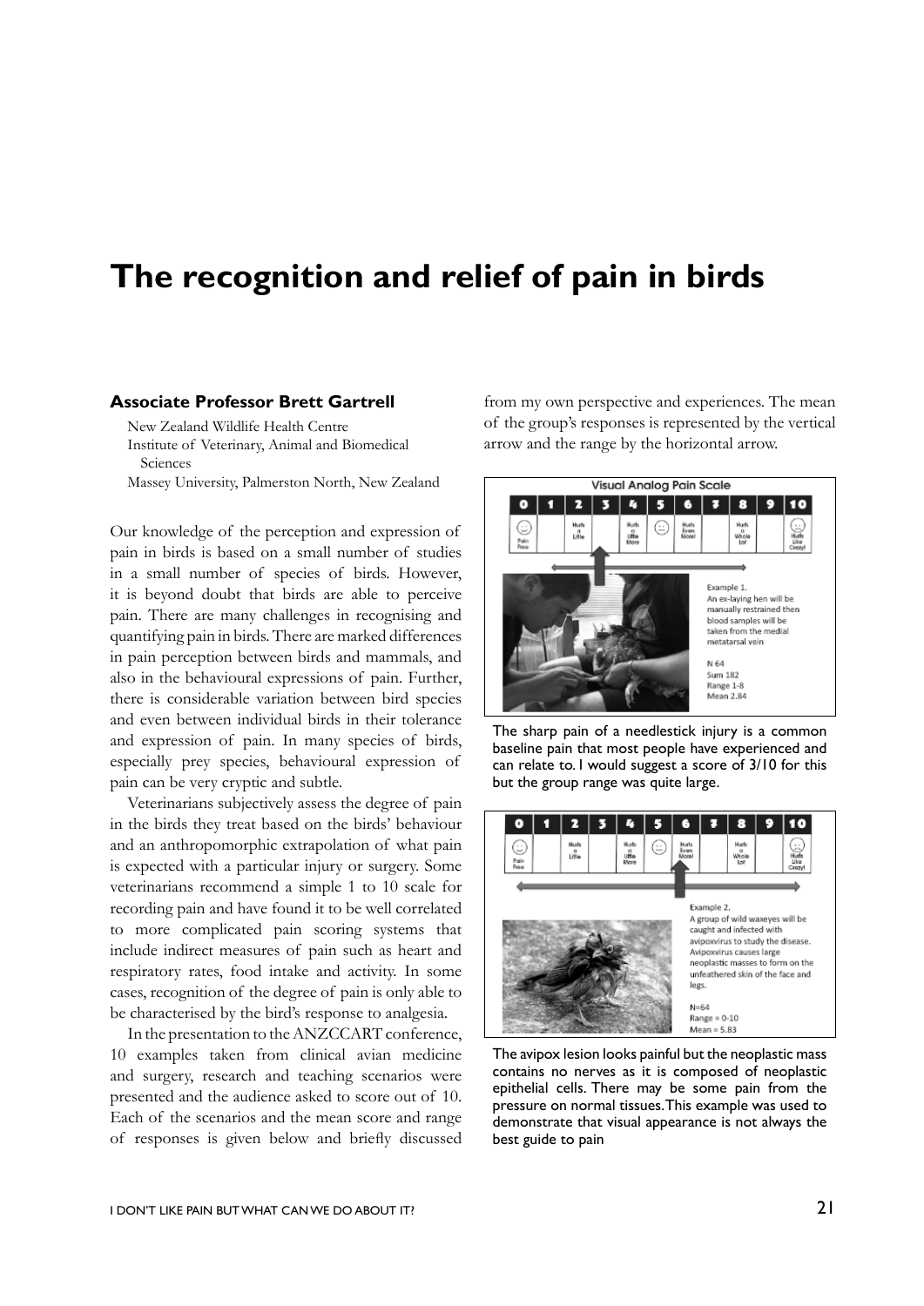# The recognition and relief of pain in birds

**Associate Professor Brett Gartrell**

New Zealand Wildlife Health Centre
Institute of Veterinary, Animal and Biomedical Sciences
Massey University, Palmerston North, New Zealand

Our knowledge of the perception and expression of pain in birds is based on a small number of studies in a small number of species of birds. However, it is beyond doubt that birds are able to perceive pain. There are many challenges in recognising and quantifying pain in birds. There are marked differences in pain perception between birds and mammals, and also in the behavioural expressions of pain. Further, there is considerable variation between bird species and even between individual birds in their tolerance and expression of pain. In many species of birds, especially prey species, behavioural expression of pain can be very cryptic and subtle.

Veterinarians subjectively assess the degree of pain in the birds they treat based on the birds' behaviour and an anthropomorphic extrapolation of what pain is expected with a particular injury or surgery. Some veterinarians recommend a simple 1 to 10 scale for recording pain and have found it to be well correlated to more complicated pain scoring systems that include indirect measures of pain such as heart and respiratory rates, food intake and activity. In some cases, recognition of the degree of pain is only able to be characterised by the bird's response to analgesia.

In the presentation to the ANZCCART conference, 10 examples taken from clinical avian medicine and surgery, research and teaching scenarios were presented and the audience asked to score out of 10. Each of the scenarios and the mean score and range of responses is given below and briefly discussed from my own perspective and experiences. The mean of the group's responses is represented by the vertical arrow and the range by the horizontal arrow.

The sharp pain of a needlestick injury is a common baseline pain that most people have experienced and can relate to. I would suggest a score of 3/10 for this but the group range was quite large.

The avipox lesion looks painful but the neoplastic mass contains no nerves as it is composed of neoplastic epithelial cells. There may be some pain from the pressure on normal tissues. This example was used to demonstrate that visual appearance is not always the best guide to pain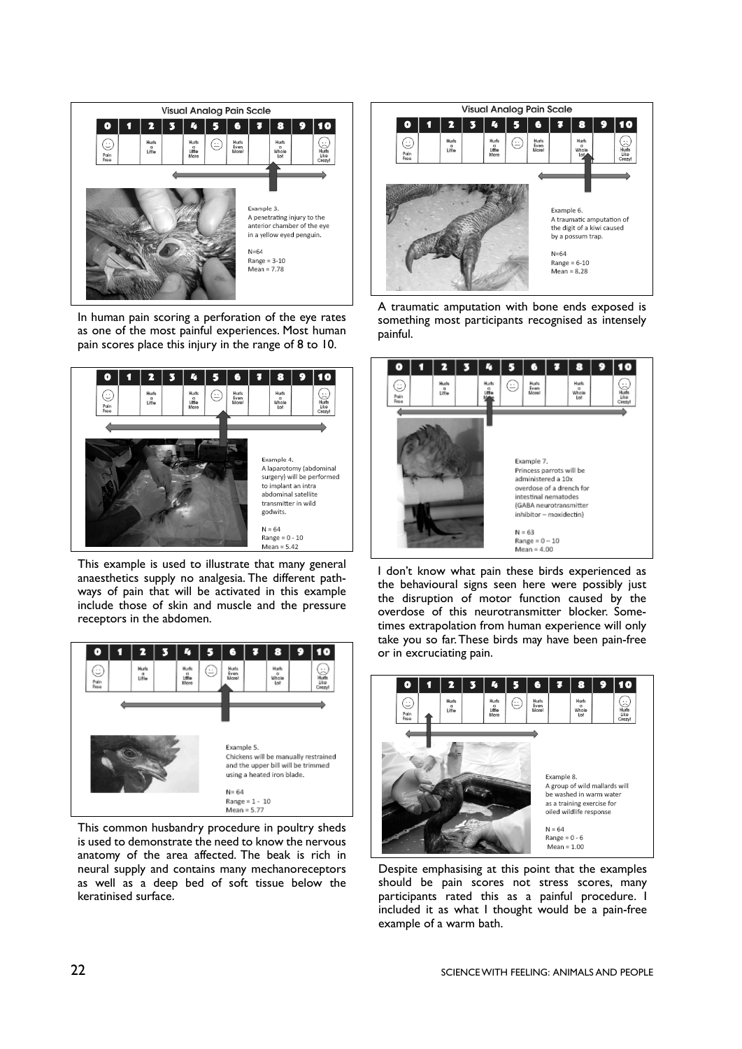Visual Analog Pain Scale

Example 3.
A penetrating injury to the anterior chamber of the eye in a yellow eyed penguin.

N=64
Range = 3-10
Mean = 7.78

In human pain scoring a perforation of the eye rates as one of the most painful experiences. Most human pain scores place this injury in the range of 8 to 10.

Example 4.
A laparotomy (abdominal surgery) will be performed to implant an intra abdominal satellite transmitter in wild godwits.

N = 64
Range = 0 - 10
Mean = 5.42

This example is used to illustrate that many general anaesthetics supply no analgesia. The different pathways of pain that will be activated in this example include those of skin and muscle and the pressure receptors in the abdomen.

Example 5.
Chickens will be manually restrained and the upper bill will be trimmed using a heated iron blade.

N= 64
Range = 1 - 10
Mean = 5.77

This common husbandry procedure in poultry sheds is used to demonstrate the need to know the nervous anatomy of the area affected. The beak is rich in neural supply and contains many mechanoreceptors as well as a deep bed of soft tissue below the keratinised surface.

Visual Analog Pain Scale

Example 6.
A traumatic amputation of the digit of a kiwi caused by a possum trap.

N=64
Range = 6-10
Mean = 8.28

A traumatic amputation with bone ends exposed is something most participants recognised as intensely painful.

Example 7.
Princess parrots will be administered a 10x overdose of a drench for intestinal nematodes (GABA neurotransmitter inhibitor – moxidectin)

N = 63
Range = 0 – 10
Mean = 4.00

I don't know what pain these birds experienced as the behavioural signs seen here were possibly just the disruption of motor function caused by the overdose of this neurotransmitter blocker. Sometimes extrapolation from human experience will only take you so far. These birds may have been pain-free or in excruciating pain.

Example 8.
A group of wild mallards will be washed in warm water as a training exercise for oiled wildlife response

N = 64
Range = 0 - 6
Mean = 1.00

Despite emphasising at this point that the examples should be pain scores not stress scores, many participants rated this as a painful procedure. I included it as what I thought would be a pain-free example of a warm bath.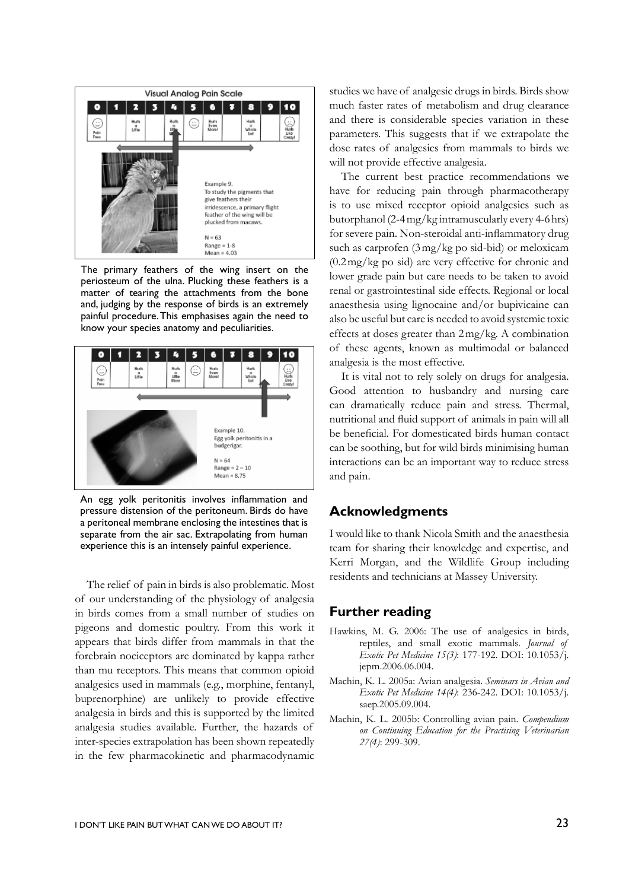Visual Analog Pain Scale

0 1 2 3 4 5 6 7 8 9 10

Pain Free

Hurts a Little

Hurts a Little More

Hurts Even More!

Hurts a Whole Lot

Hurts Like Crazy!

Example 9.
To study the pigments that give feathers their irridescence, a primary flight feather of the wing will be plucked from macaws.

N = 63
Range = 1-8
Mean = 4.03

The primary feathers of the wing insert on the periosteum of the ulna. Plucking these feathers is a matter of tearing the attachments from the bone and, judging by the response of birds is an extremely painful procedure. This emphasises again the need to know your species anatomy and peculiarities.

0 1 2 3 4 5 6 7 8 9 10

Pain Free

Hurts a Little

Hurts a Little More

Hurts Even More!

Hurts a Whole Lot

Hurts Like Crazy!

Example 10.
Egg yolk peritonitis in a budgerigar.

N = 64
Range = 2 – 10
Mean = 8.75

An egg yolk peritonitis involves inflammation and pressure distension of the peritoneum. Birds do have a peritoneal membrane enclosing the intestines that is separate from the air sac. Extrapolating from human experience this is an intensely painful experience.

The relief of pain in birds is also problematic. Most of our understanding of the physiology of analgesia in birds comes from a small number of studies on pigeons and domestic poultry. From this work it appears that birds differ from mammals in that the forebrain nociceptors are dominated by kappa rather than mu receptors. This means that common opioid analgesics used in mammals (e.g., morphine, fentanyl, buprenorphine) are unlikely to provide effective analgesia in birds and this is supported by the limited analgesia studies available. Further, the hazards of inter-species extrapolation has been shown repeatedly in the few pharmacokinetic and pharmacodynamic studies we have of analgesic drugs in birds. Birds show much faster rates of metabolism and drug clearance and there is considerable species variation in these parameters. This suggests that if we extrapolate the dose rates of analgesics from mammals to birds we will not provide effective analgesia.

The current best practice recommendations we have for reducing pain through pharmacotherapy is to use mixed receptor opioid analgesics such as butorphanol (2-4 mg/kg intramuscularly every 4-6 hrs) for severe pain. Non-steroidal anti-inflammatory drug such as carprofen (3 mg/kg po sid-bid) or meloxicam (0.2 mg/kg po sid) are very effective for chronic and lower grade pain but care needs to be taken to avoid renal or gastrointestinal side effects. Regional or local anaesthesia using lignocaine and/or bupivicaine can also be useful but care is needed to avoid systemic toxic effects at doses greater than 2 mg/kg. A combination of these agents, known as multimodal or balanced analgesia is the most effective.

It is vital not to rely solely on drugs for analgesia. Good attention to husbandry and nursing care can dramatically reduce pain and stress. Thermal, nutritional and fluid support of animals in pain will all be beneficial. For domesticated birds human contact can be soothing, but for wild birds minimising human interactions can be an important way to reduce stress and pain.

## Acknowledgments

I would like to thank Nicola Smith and the anaesthesia team for sharing their knowledge and expertise, and Kerri Morgan, and the Wildlife Group including residents and technicians at Massey University.

## Further reading

Hawkins, M. G. 2006: The use of analgesics in birds, reptiles, and small exotic mammals. *Journal of Exotic Pet Medicine 15(3)*: 177-192. DOI: 10.1053/j.jepm.2006.06.004.

Machin, K. L. 2005a: Avian analgesia. *Seminars in Avian and Exotic Pet Medicine 14(4)*: 236-242. DOI: 10.1053/j.saep.2005.09.004.

Machin, K. L. 2005b: Controlling avian pain. *Compendium on Continuing Education for the Practising Veterinarian 27(4)*: 299-309.